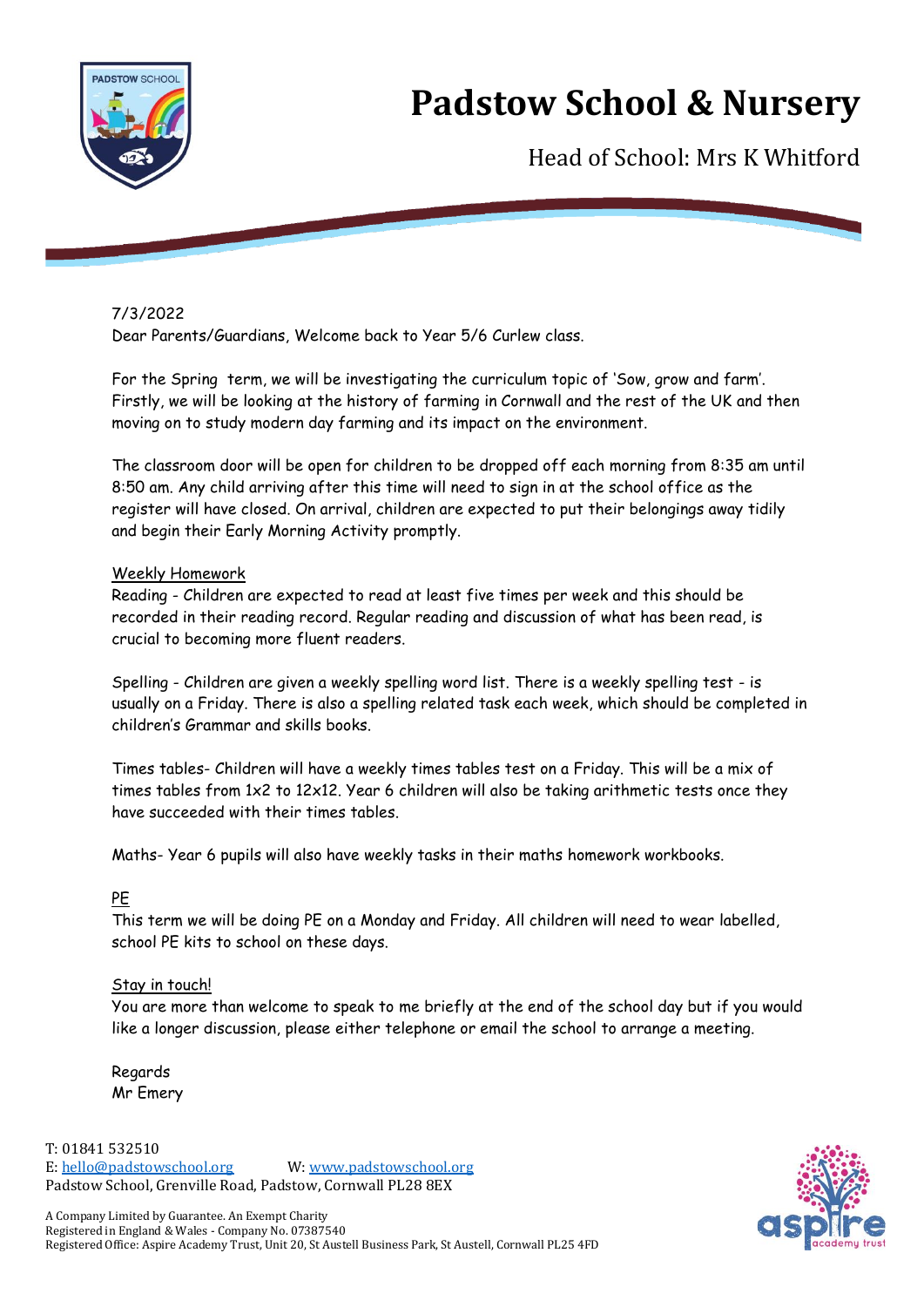# Padstow School & Nursery

Head of School: Mrs K Whitford

7/3/2022

Dear Parents/Guardians, Welcome back to Year 5/6 Curlew class.

For the Spring  term, we will be investigating the curriculum topic of 'Sow, grow and farm'. Firstly, we will be looking at the history of farming in Cornwall and the rest of the UK and then moving on to study modern day farming and its impact on the environment.

The classroom door will be open for children to be dropped off each morning from 8:35 am until 8:50 am. Any child arriving after this time will need to sign in at the school office as the register will have closed. On arrival, children are expected to put their belongings away tidily and begin their Early Morning Activity promptly.

<u>Weekly Homework</u>

Reading - Children are expected to read at least five times per week and this should be recorded in their reading record. Regular reading and discussion of what has been read, is crucial to becoming more fluent readers.

Spelling - Children are given a weekly spelling word list. There is a weekly spelling test - is usually on a Friday. There is also a spelling related task each week, which should be completed in children's Grammar and skills books.

Times tables- Children will have a weekly times tables test on a Friday. This will be a mix of times tables from 1x2 to 12x12. Year 6 children will also be taking arithmetic tests once they have succeeded with their times tables.

Maths- Year 6 pupils will also have weekly tasks in their maths homework workbooks.

<u>PE</u>

This term we will be doing PE on a Monday and Friday. All children will need to wear labelled, school PE kits to school on these days.

<u>Stay in touch!</u>

You are more than welcome to speak to me briefly at the end of the school day but if you would like a longer discussion, please either telephone or email the school to arrange a meeting.

Regards  
Mr Emery

T: 01841 532510  
E: hello@padstowschool.org W: www.padstowschool.org  
Padstow School, Grenville Road, Padstow, Cornwall PL28 8EX

A Company Limited by Guarantee. An Exempt Charity  
Registered in England & Wales - Company No. 07387540  
Registered Office: Aspire Academy Trust, Unit 20, St Austell Business Park, St Austell, Cornwall PL25 4FD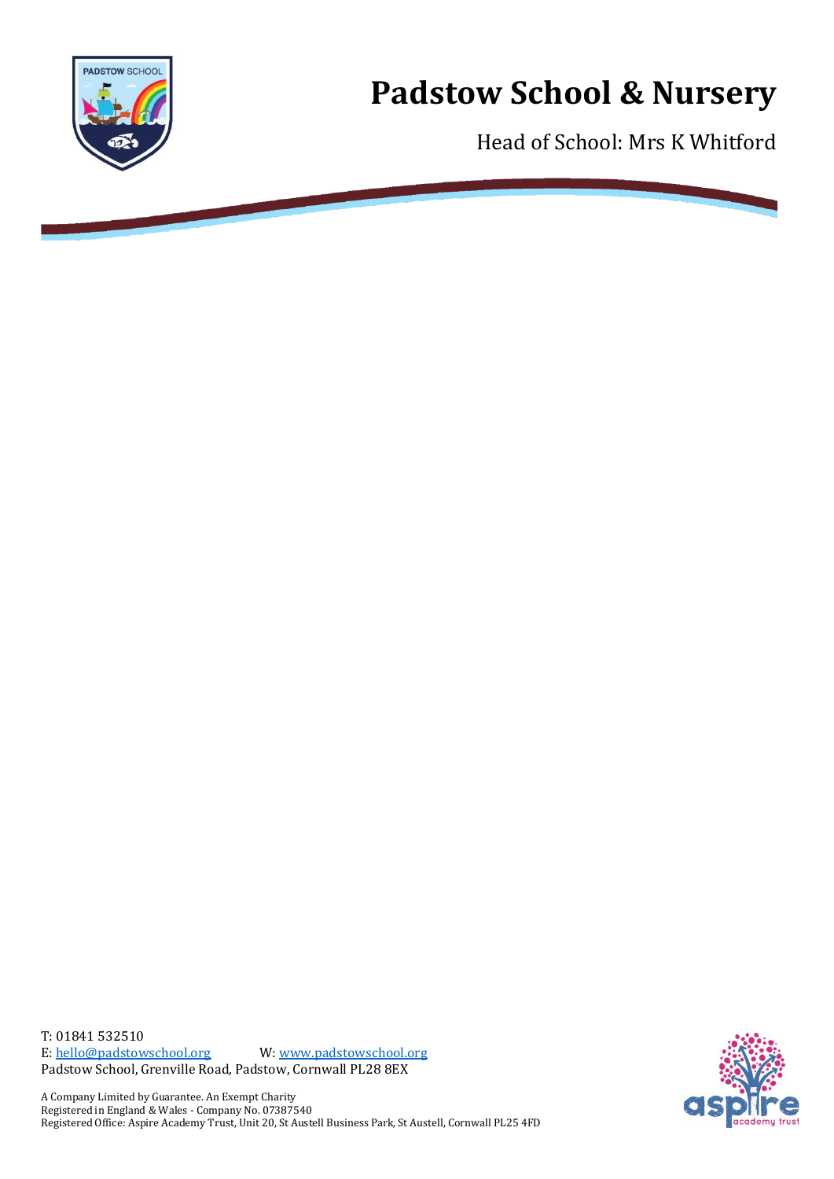# Padstow School & Nursery

Head of School: Mrs K Whitford

T: 01841 532510
E: hello@padstowschool.org W: www.padstowschool.org
Padstow School, Grenville Road, Padstow, Cornwall PL28 8EX

A Company Limited by Guarantee. An Exempt Charity
Registered in England & Wales - Company No. 07387540
Registered Office: Aspire Academy Trust, Unit 20, St Austell Business Park, St Austell, Cornwall PL25 4FD